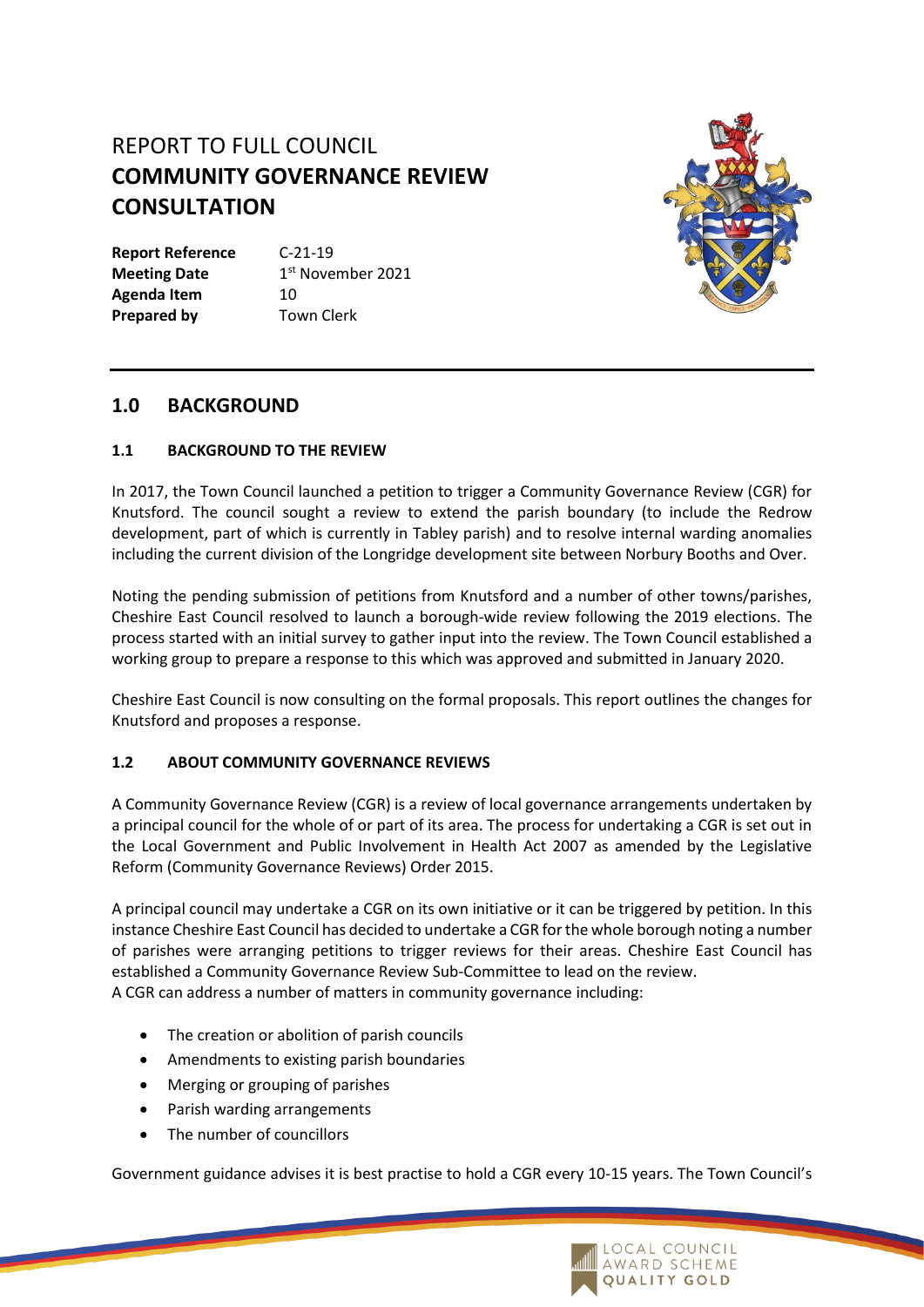# REPORT TO FULL COUNCIL
# COMMUNITY GOVERNANCE REVIEW CONSULTATION

| | |
|---|---|
| **Report Reference** | C-21-19 |
| **Meeting Date** | 1st November 2021 |
| **Agenda Item** | 10 |
| **Prepared by** | Town Clerk |

## 1.0 BACKGROUND

### 1.1 BACKGROUND TO THE REVIEW

In 2017, the Town Council launched a petition to trigger a Community Governance Review (CGR) for Knutsford. The council sought a review to extend the parish boundary (to include the Redrow development, part of which is currently in Tabley parish) and to resolve internal warding anomalies including the current division of the Longridge development site between Norbury Booths and Over.

Noting the pending submission of petitions from Knutsford and a number of other towns/parishes, Cheshire East Council resolved to launch a borough-wide review following the 2019 elections. The process started with an initial survey to gather input into the review. The Town Council established a working group to prepare a response to this which was approved and submitted in January 2020.

Cheshire East Council is now consulting on the formal proposals. This report outlines the changes for Knutsford and proposes a response.

### 1.2 ABOUT COMMUNITY GOVERNANCE REVIEWS

A Community Governance Review (CGR) is a review of local governance arrangements undertaken by a principal council for the whole of or part of its area. The process for undertaking a CGR is set out in the Local Government and Public Involvement in Health Act 2007 as amended by the Legislative Reform (Community Governance Reviews) Order 2015.

A principal council may undertake a CGR on its own initiative or it can be triggered by petition. In this instance Cheshire East Council has decided to undertake a CGR for the whole borough noting a number of parishes were arranging petitions to trigger reviews for their areas. Cheshire East Council has established a Community Governance Review Sub-Committee to lead on the review.
A CGR can address a number of matters in community governance including:

- The creation or abolition of parish councils
- Amendments to existing parish boundaries
- Merging or grouping of parishes
- Parish warding arrangements
- The number of councillors

Government guidance advises it is best practise to hold a CGR every 10-15 years. The Town Council's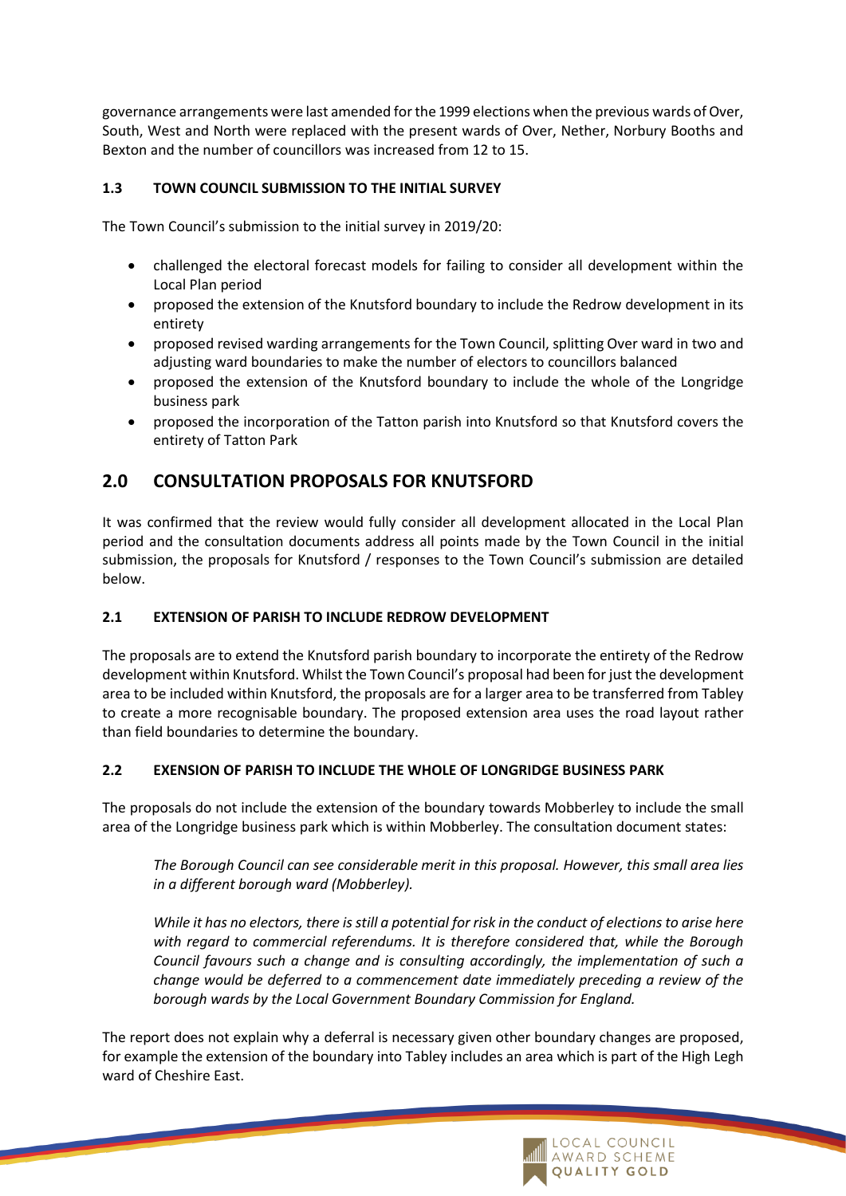governance arrangements were last amended for the 1999 elections when the previous wards of Over, South, West and North were replaced with the present wards of Over, Nether, Norbury Booths and Bexton and the number of councillors was increased from 12 to 15.

### 1.3 TOWN COUNCIL SUBMISSION TO THE INITIAL SURVEY

The Town Council's submission to the initial survey in 2019/20:

- challenged the electoral forecast models for failing to consider all development within the Local Plan period
- proposed the extension of the Knutsford boundary to include the Redrow development in its entirety
- proposed revised warding arrangements for the Town Council, splitting Over ward in two and adjusting ward boundaries to make the number of electors to councillors balanced
- proposed the extension of the Knutsford boundary to include the whole of the Longridge business park
- proposed the incorporation of the Tatton parish into Knutsford so that Knutsford covers the entirety of Tatton Park

## 2.0 CONSULTATION PROPOSALS FOR KNUTSFORD

It was confirmed that the review would fully consider all development allocated in the Local Plan period and the consultation documents address all points made by the Town Council in the initial submission, the proposals for Knutsford / responses to the Town Council's submission are detailed below.

### 2.1 EXTENSION OF PARISH TO INCLUDE REDROW DEVELOPMENT

The proposals are to extend the Knutsford parish boundary to incorporate the entirety of the Redrow development within Knutsford. Whilst the Town Council's proposal had been for just the development area to be included within Knutsford, the proposals are for a larger area to be transferred from Tabley to create a more recognisable boundary. The proposed extension area uses the road layout rather than field boundaries to determine the boundary.

### 2.2 EXENSION OF PARISH TO INCLUDE THE WHOLE OF LONGRIDGE BUSINESS PARK

The proposals do not include the extension of the boundary towards Mobberley to include the small area of the Longridge business park which is within Mobberley. The consultation document states:

> *The Borough Council can see considerable merit in this proposal. However, this small area lies in a different borough ward (Mobberley).*
>
> *While it has no electors, there is still a potential for risk in the conduct of elections to arise here with regard to commercial referendums. It is therefore considered that, while the Borough Council favours such a change and is consulting accordingly, the implementation of such a change would be deferred to a commencement date immediately preceding a review of the borough wards by the Local Government Boundary Commission for England.*

The report does not explain why a deferral is necessary given other boundary changes are proposed, for example the extension of the boundary into Tabley includes an area which is part of the High Legh ward of Cheshire East.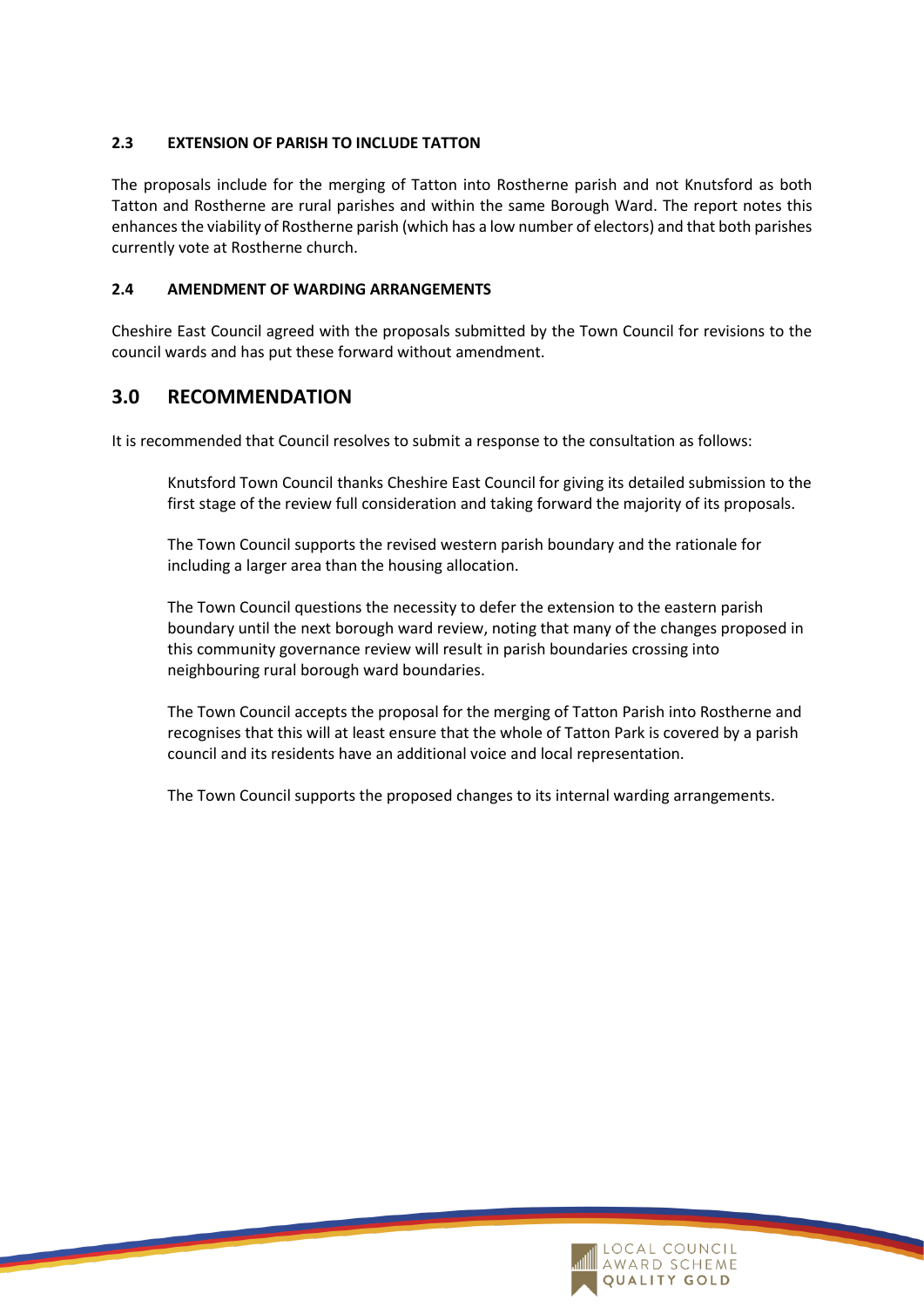### 2.3 EXTENSION OF PARISH TO INCLUDE TATTON

The proposals include for the merging of Tatton into Rostherne parish and not Knutsford as both Tatton and Rostherne are rural parishes and within the same Borough Ward. The report notes this enhances the viability of Rostherne parish (which has a low number of electors) and that both parishes currently vote at Rostherne church.

### 2.4 AMENDMENT OF WARDING ARRANGEMENTS

Cheshire East Council agreed with the proposals submitted by the Town Council for revisions to the council wards and has put these forward without amendment.

## 3.0 RECOMMENDATION

It is recommended that Council resolves to submit a response to the consultation as follows:

> Knutsford Town Council thanks Cheshire East Council for giving its detailed submission to the first stage of the review full consideration and taking forward the majority of its proposals.
>
> The Town Council supports the revised western parish boundary and the rationale for including a larger area than the housing allocation.
>
> The Town Council questions the necessity to defer the extension to the eastern parish boundary until the next borough ward review, noting that many of the changes proposed in this community governance review will result in parish boundaries crossing into neighbouring rural borough ward boundaries.
>
> The Town Council accepts the proposal for the merging of Tatton Parish into Rostherne and recognises that this will at least ensure that the whole of Tatton Park is covered by a parish council and its residents have an additional voice and local representation.
>
> The Town Council supports the proposed changes to its internal warding arrangements.